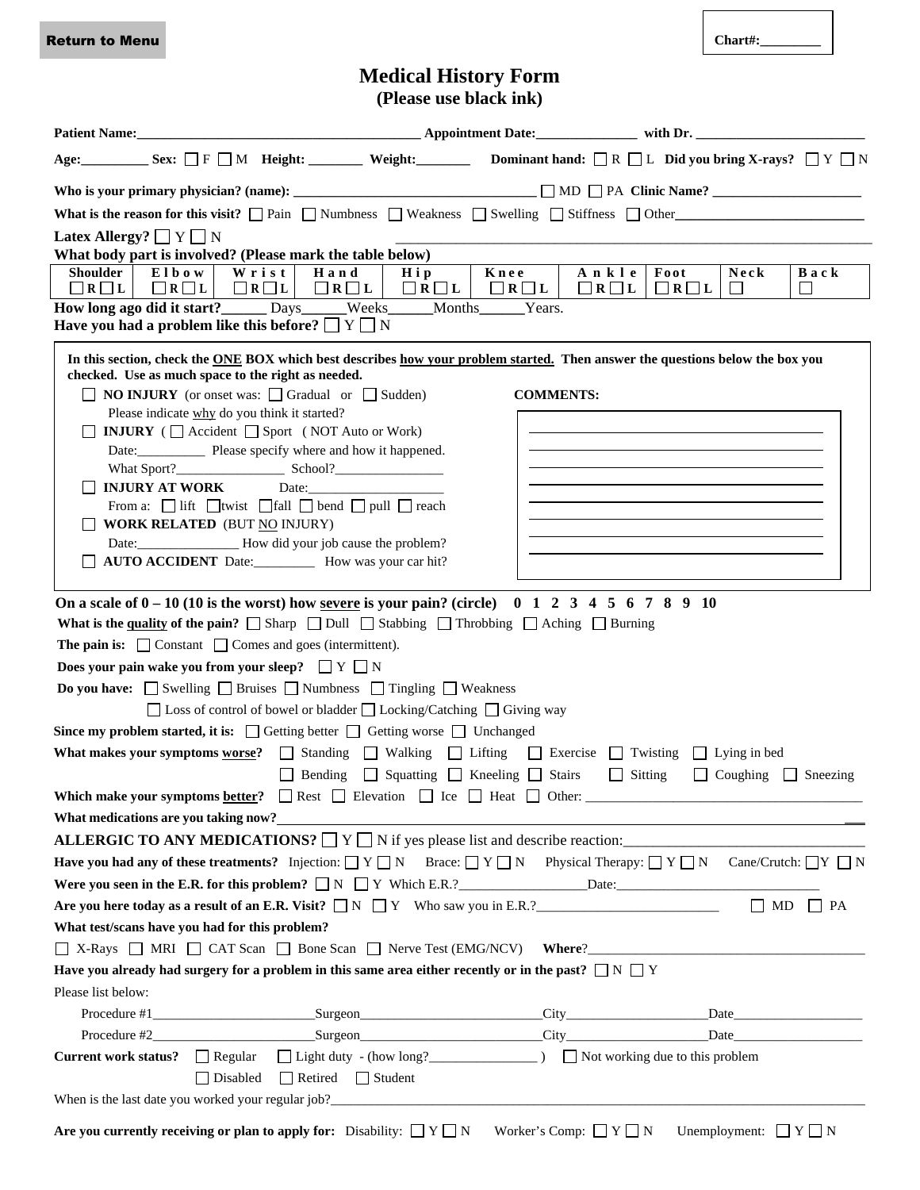Return to Menu

**Chart#:_________**

# Medical History Form
**(Please use black ink)**

**Patient Name:**_________________________________________ **Appointment Date:**_______________ **with Dr.** _________________________

**Age:**__________ **Sex:** ☐ F ☐ M **Height:** ________ **Weight:**________ **Dominant hand:** ☐ R ☐ L **Did you bring X-rays?** ☐ Y ☐ N

**Who is your primary physician? (name):** ___________________________________ ☐ MD ☐ PA **Clinic Name?** ______________________

**What is the reason for this visit?** ☐ Pain ☐ Numbness ☐ Weakness ☐ Swelling ☐ Stiffness ☐ Other____________________________

**Latex Allergy?** ☐ Y ☐ N ________________________________________________________________

**What body part is involved? (Please mark the table below)**

| Shoulder | Elbow | Wrist | Hand | Hip | Knee | Ankle | Foot | Neck | Back |
|---|---|---|---|---|---|---|---|---|---|
| ☐ R ☐ L | ☐ R ☐ L | ☐ R ☐ L | ☐ R ☐ L | ☐ R ☐ L | ☐ R ☐ L | ☐ R ☐ L | ☐ R ☐ L | ☐ | ☐ |

**How long ago did it start?**______ Days______Weeks______Months______Years.

**Have you had a problem like this before?** ☐ Y ☐ N

**In this section, check the ONE BOX which best describes how your problem started. Then answer the questions below the box you checked. Use as much space to the right as needed.**

☐ **NO INJURY** (or onset was: ☐ Gradual or ☐ Sudden)
Please indicate why do you think it started?

☐ **INJURY** ( ☐ Accident ☐ Sport ( NOT Auto or Work)
Date:__________ Please specify where and how it happened.
What Sport?________________ School?________________

☐ **INJURY AT WORK** Date:___________________
From a: ☐ lift ☐ twist ☐ fall ☐ bend ☐ pull ☐ reach

☐ **WORK RELATED** (BUT NO INJURY)
Date:_______________ How did your job cause the problem?

☐ **AUTO ACCIDENT** Date:_________ How was your car hit?

**COMMENTS:**

_____________________________________________

_____________________________________________

_____________________________________________

_____________________________________________

_____________________________________________

_____________________________________________

_____________________________________________

_____________________________________________

**On a scale of 0 – 10 (10 is the worst) how severe is your pain? (circle) 0 1 2 3 4 5 6 7 8 9 10**

**What is the quality of the pain?** ☐ Sharp ☐ Dull ☐ Stabbing ☐ Throbbing ☐ Aching ☐ Burning

**The pain is:** ☐ Constant ☐ Comes and goes (intermittent).

**Does your pain wake you from your sleep?** ☐ Y ☐ N

**Do you have:** ☐ Swelling ☐ Bruises ☐ Numbness ☐ Tingling ☐ Weakness
☐ Loss of control of bowel or bladder ☐ Locking/Catching ☐ Giving way

**Since my problem started, it is:** ☐ Getting better ☐ Getting worse ☐ Unchanged

**What makes your symptoms worse?** ☐ Standing ☐ Walking ☐ Lifting ☐ Exercise ☐ Twisting ☐ Lying in bed
☐ Bending ☐ Squatting ☐ Kneeling ☐ Stairs ☐ Sitting ☐ Coughing ☐ Sneezing

**Which make your symptoms better?** ☐ Rest ☐ Elevation ☐ Ice ☐ Heat ☐ Other: ________________________________________

**What medications are you taking now?**______________________________________________________________________

**ALLERGIC TO ANY MEDICATIONS?** ☐ Y ☐ N if yes please list and describe reaction:______________________________

**Have you had any of these treatments?** Injection: ☐ Y ☐ N Brace: ☐ Y ☐ N Physical Therapy: ☐ Y ☐ N Cane/Crutch: ☐ Y ☐ N

**Were you seen in the E.R. for this problem?** ☐ N ☐ Y Which E.R.?__________________Date:_____________________________

**Are you here today as a result of an E.R. Visit?** ☐ N ☐ Y Who saw you in E.R.?__________________________ ☐ MD ☐ PA

**What test/scans have you had for this problem?**

☐ X-Rays ☐ MRI ☐ CAT Scan ☐ Bone Scan ☐ Nerve Test (EMG/NCV) **Where**?_________________________________________

**Have you already had surgery for a problem in this same area either recently or in the past?** ☐ N ☐ Y

Please list below:

Procedure #1________________________Surgeon__________________________City____________________Date___________________

Procedure #2________________________Surgeon__________________________City____________________Date___________________

**Current work status?** ☐ Regular ☐ Light duty - (how long?________________ ) ☐ Not working due to this problem
☐ Disabled ☐ Retired ☐ Student

When is the last date you worked your regular job?______________________________________________________________________

**Are you currently receiving or plan to apply for:** Disability: ☐ Y ☐ N Worker's Comp: ☐ Y ☐ N Unemployment: ☐ Y ☐ N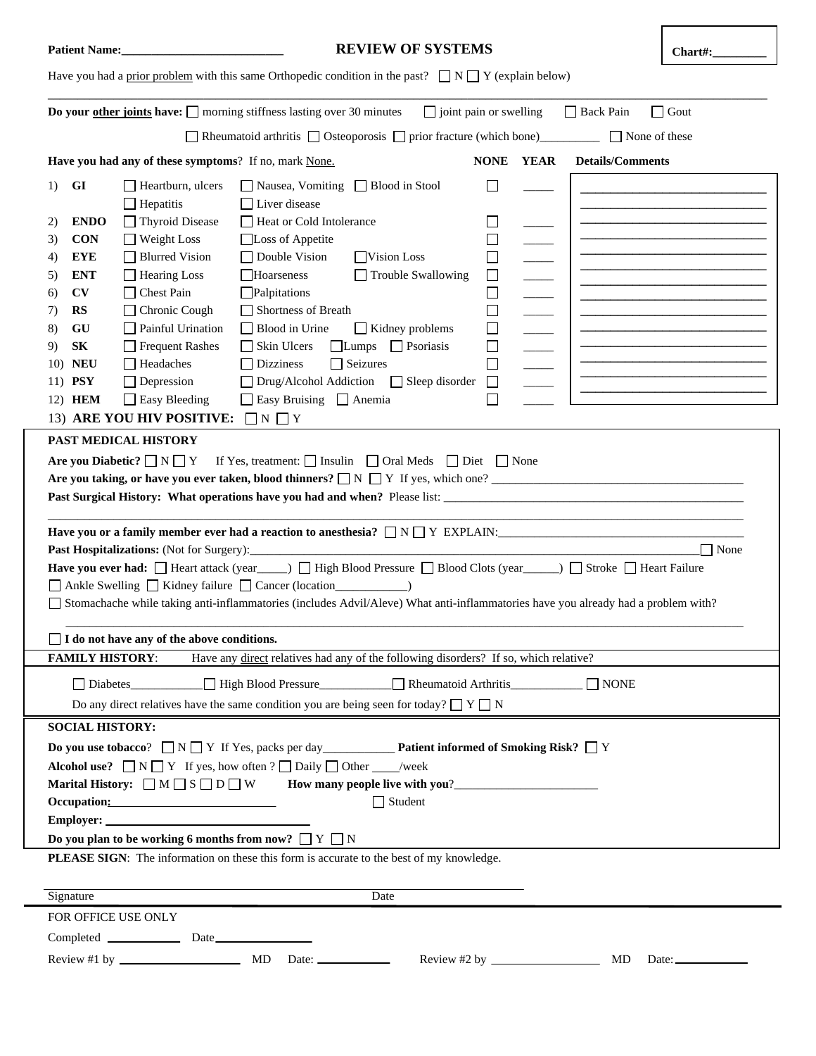**Patient Name:**_________________________

# REVIEW OF SYSTEMS

**Chart#:**________

Have you had a prior problem with this same Orthopedic condition in the past? ☐ N ☐ Y (explain below)

______________________________________________________________________________________________

**Do your other joints have:** ☐ morning stiffness lasting over 30 minutes ☐ joint pain or swelling ☐ Back Pain ☐ Gout

☐ Rheumatoid arthritis ☐ Osteoporosis ☐ prior fracture (which bone)__________ ☐ None of these

**Have you had any of these symptoms**? If no, mark None.

| # | System | Symptoms | NONE | YEAR | Details/Comments |
|---|---|---|---|---|---|
| 1) | **GI** | ☐ Heartburn, ulcers ☐ Nausea, Vomiting ☐ Blood in Stool ☐ Hepatitis ☐ Liver disease | ☐ | _____ | ______________________________ |
| 2) | **ENDO** | ☐ Thyroid Disease ☐ Heat or Cold Intolerance | ☐ | _____ | ______________________________ |
| 3) | **CON** | ☐ Weight Loss ☐ Loss of Appetite | ☐ | _____ | ______________________________ |
| 4) | **EYE** | ☐ Blurred Vision ☐ Double Vision ☐ Vision Loss | ☐ | _____ | ______________________________ |
| 5) | **ENT** | ☐ Hearing Loss ☐ Hoarseness ☐ Trouble Swallowing | ☐ | _____ | ______________________________ |
| 6) | **CV** | ☐ Chest Pain ☐ Palpitations | ☐ | _____ | ______________________________ |
| 7) | **RS** | ☐ Chronic Cough ☐ Shortness of Breath | ☐ | _____ | ______________________________ |
| 8) | **GU** | ☐ Painful Urination ☐ Blood in Urine ☐ Kidney problems | ☐ | _____ | ______________________________ |
| 9) | **SK** | ☐ Frequent Rashes ☐ Skin Ulcers ☐ Lumps ☐ Psoriasis | ☐ | _____ | ______________________________ |
| 10) | **NEU** | ☐ Headaches ☐ Dizziness ☐ Seizures | ☐ | _____ | ______________________________ |
| 11) | **PSY** | ☐ Depression ☐ Drug/Alcohol Addiction ☐ Sleep disorder | ☐ | _____ | ______________________________ |
| 12) | **HEM** | ☐ Easy Bleeding ☐ Easy Bruising ☐ Anemia | ☐ | _____ | ______________________________ |

13) **ARE YOU HIV POSITIVE:** ☐ N ☐ Y

## PAST MEDICAL HISTORY

**Are you Diabetic?** ☐ N ☐ Y If Yes, treatment: ☐ Insulin ☐ Oral Meds ☐ Diet ☐ None

**Are you taking, or have you ever taken, blood thinners?** ☐ N ☐ Y If yes, which one? ___________________________________________

**Past Surgical History: What operations have you had and when?** Please list: ___________________________________________

______________________________________________________________________________________________

**Have you or a family member ever had a reaction to anesthesia?** ☐ N ☐ Y EXPLAIN:_________________________________________

**Past Hospitalizations:** (Not for Surgery):_________________________________________________________________ ☐ None

**Have you ever had:** ☐ Heart attack (year_____) ☐ High Blood Pressure ☐ Blood Clots (year______) ☐ Stroke ☐ Heart Failure

☐ Ankle Swelling ☐ Kidney failure ☐ Cancer (location____________)

☐ Stomachache while taking anti-inflammatories (includes Advil/Aleve) What anti-inflammatories have you already had a problem with?

______________________________________________________________________________________________

☐ **I do not have any of the above conditions.**

## FAMILY HISTORY:

Have any direct relatives had any of the following disorders? If so, which relative?

☐ Diabetes____________ ☐ High Blood Pressure____________ ☐ Rheumatoid Arthritis____________ ☐ NONE

Do any direct relatives have the same condition you are being seen for today? ☐ Y ☐ N

## SOCIAL HISTORY:

**Do you use tobacco**? ☐ N ☐ Y If Yes, packs per day____________ **Patient informed of Smoking Risk?** ☐ Y

**Alcohol use?** ☐ N ☐ Y If yes, how often ? ☐ Daily ☐ Other ____/week

**Marital History:** ☐ M ☐ S ☐ D ☐ W **How many people live with you**?________________________

**Occupation:**___________________________ ☐ Student

**Employer:** ________________________________

**Do you plan to be working 6 months from now?** ☐ Y ☐ N

**PLEASE SIGN**: The information on these this form is accurate to the best of my knowledge.

______________________________________________________________________________

Signature Date

FOR OFFICE USE ONLY

Completed ____________ Date________________

Review #1 by ____________________ MD Date: ____________ Review #2 by __________________ MD Date: ____________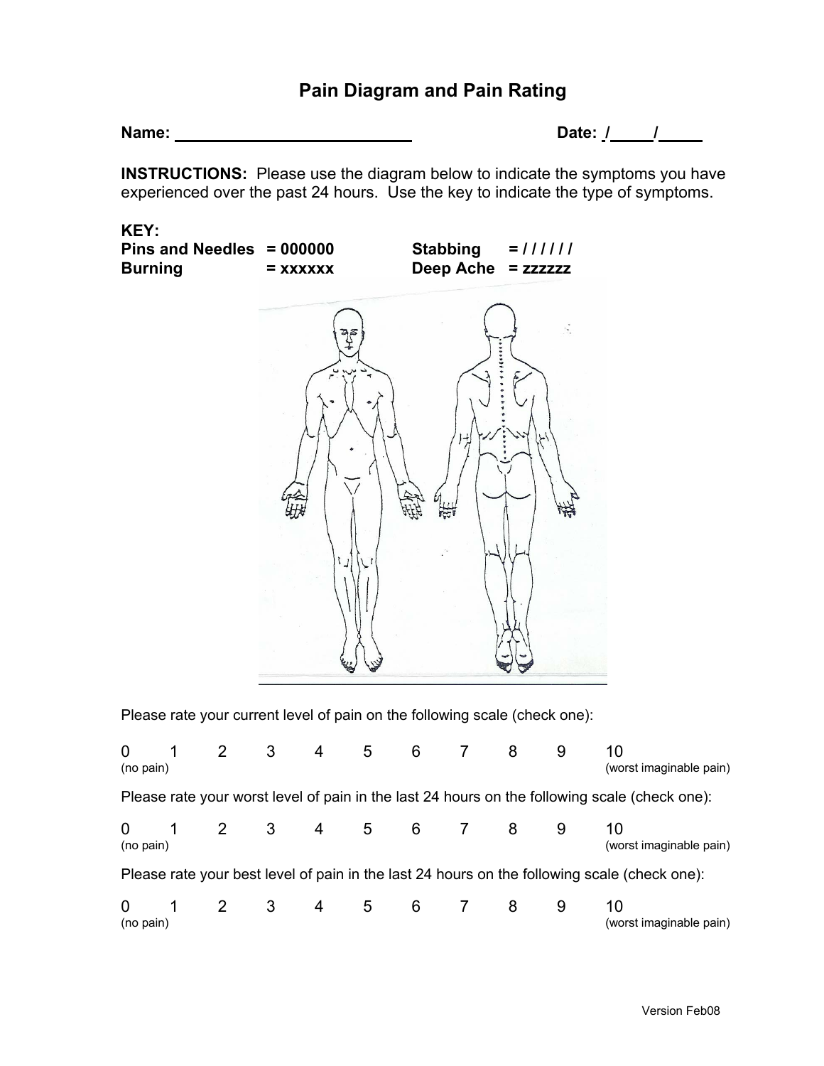# Pain Diagram and Pain Rating

**Name:** ___________________________ **Date:** ____/____/____

**INSTRUCTIONS:** Please use the diagram below to indicate the symptoms you have experienced over the past 24 hours. Use the key to indicate the type of symptoms.

**KEY:**

| | | | |
|---|---|---|---|
| **Pins and Needles** | **= 000000** | **Stabbing** | **= / / / / / /** |
| **Burning** | **= xxxxxx** | **Deep Ache** | **= zzzzzz** |

Please rate your current level of pain on the following scale (check one):

| 0 (no pain) | 1 | 2 | 3 | 4 | 5 | 6 | 7 | 8 | 9 | 10 (worst imaginable pain) |
|---|---|---|---|---|---|---|---|---|---|---|

Please rate your worst level of pain in the last 24 hours on the following scale (check one):

| 0 (no pain) | 1 | 2 | 3 | 4 | 5 | 6 | 7 | 8 | 9 | 10 (worst imaginable pain) |
|---|---|---|---|---|---|---|---|---|---|---|

Please rate your best level of pain in the last 24 hours on the following scale (check one):

| 0 (no pain) | 1 | 2 | 3 | 4 | 5 | 6 | 7 | 8 | 9 | 10 (worst imaginable pain) |
|---|---|---|---|---|---|---|---|---|---|---|

Version Feb08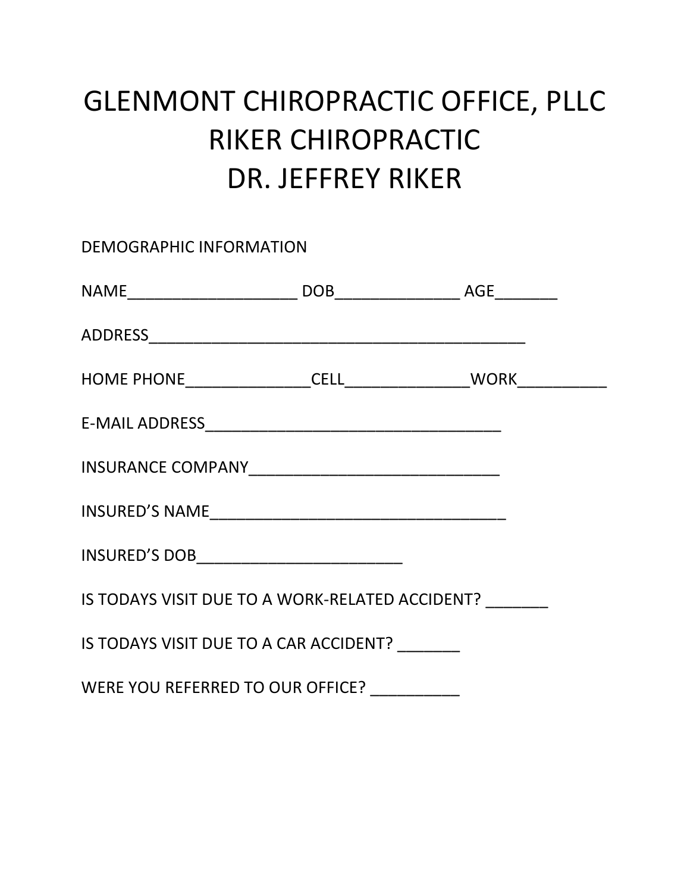# GLENMONT CHIROPRACTIC OFFICE, PLLC
# RIKER CHIROPRACTIC
# DR. JEFFREY RIKER

DEMOGRAPHIC INFORMATION

NAME___________________ DOB______________ AGE_______

ADDRESS____________________________________________

HOME PHONE______________CELL______________WORK__________

E-MAIL ADDRESS__________________________________

INSURANCE COMPANY____________________________

INSURED'S NAME_________________________________

INSURED'S DOB_______________________

IS TODAYS VISIT DUE TO A WORK-RELATED ACCIDENT? _______

IS TODAYS VISIT DUE TO A CAR ACCIDENT? _______

WERE YOU REFERRED TO OUR OFFICE? __________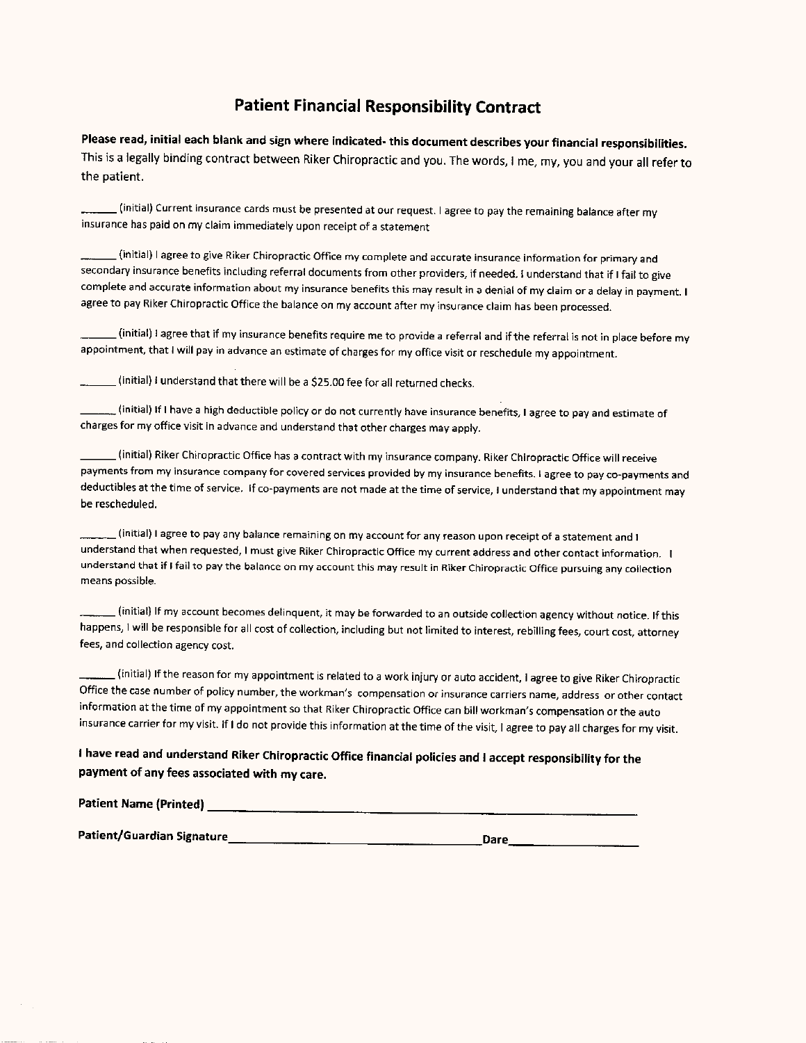# Patient Financial Responsibility Contract

**Please read, initial each blank and sign where indicated- this document describes your financial responsibilities.** This is a legally binding contract between Riker Chiropractic and you. The words, I me, my, you and your all refer to the patient.

______ (initial) Current insurance cards must be presented at our request. I agree to pay the remaining balance after my insurance has paid on my claim immediately upon receipt of a statement

______ (initial) I agree to give Riker Chiropractic Office my complete and accurate insurance information for primary and secondary insurance benefits including referral documents from other providers, if needed. I understand that if I fail to give complete and accurate information about my insurance benefits this may result in a denial of my claim or a delay in payment. I agree to pay Riker Chiropractic Office the balance on my account after my insurance claim has been processed.

______ (initial) I agree that if my insurance benefits require me to provide a referral and if the referral is not in place before my appointment, that I will pay in advance an estimate of charges for my office visit or reschedule my appointment.

______ (initial) I understand that there will be a $25.00 fee for all returned checks.

______ (initial) If I have a high deductible policy or do not currently have insurance benefits, I agree to pay and estimate of charges for my office visit in advance and understand that other charges may apply.

______ (initial) Riker Chiropractic Office has a contract with my insurance company. Riker Chiropractic Office will receive payments from my insurance company for covered services provided by my insurance benefits. I agree to pay co-payments and deductibles at the time of service. If co-payments are not made at the time of service, I understand that my appointment may be rescheduled.

______ (initial) I agree to pay any balance remaining on my account for any reason upon receipt of a statement and I understand that when requested, I must give Riker Chiropractic Office my current address and other contact information. I understand that if I fail to pay the balance on my account this may result in Riker Chiropractic Office pursuing any collection means possible.

______ (initial) If my account becomes delinquent, it may be forwarded to an outside collection agency without notice. If this happens, I will be responsible for all cost of collection, including but not limited to interest, rebilling fees, court cost, attorney fees, and collection agency cost.

______ (initial) If the reason for my appointment is related to a work injury or auto accident, I agree to give Riker Chiropractic Office the case number of policy number, the workman's compensation or insurance carriers name, address or other contact information at the time of my appointment so that Riker Chiropractic Office can bill workman's compensation or the auto insurance carrier for my visit. If I do not provide this information at the time of the visit, I agree to pay all charges for my visit.

**I have read and understand Riker Chiropractic Office financial policies and I accept responsibility for the payment of any fees associated with my care.**

**Patient Name (Printed)** ____________________________________________

**Patient/Guardian Signature** ______________________________ **Dare** ______________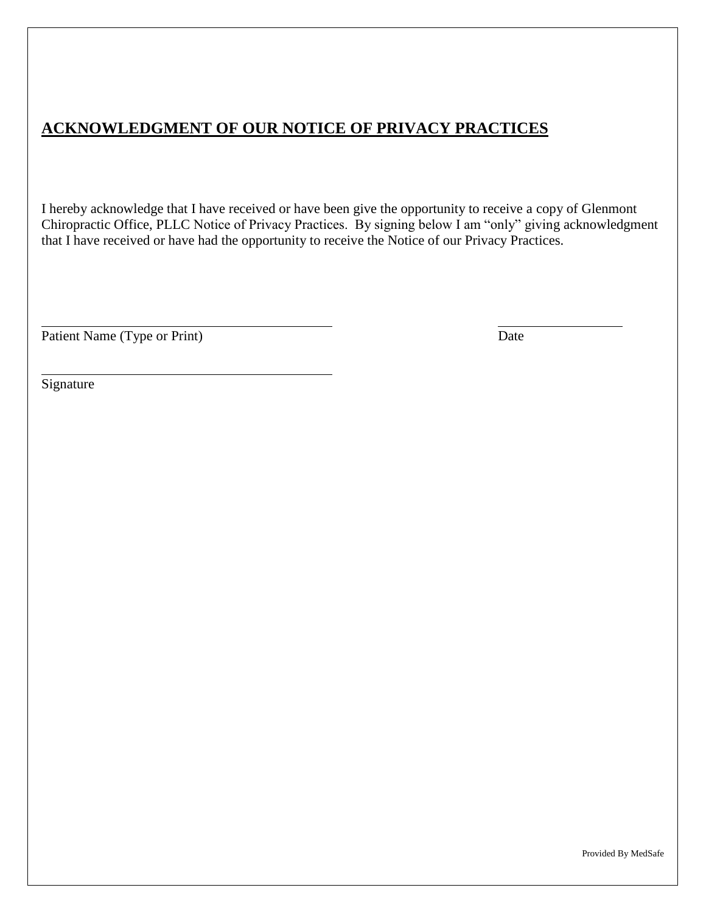## ACKNOWLEDGMENT OF OUR NOTICE OF PRIVACY PRACTICES

I hereby acknowledge that I have received or have been give the opportunity to receive a copy of Glenmont Chiropractic Office, PLLC Notice of Privacy Practices. By signing below I am "only" giving acknowledgment that I have received or have had the opportunity to receive the Notice of our Privacy Practices.

\_\_\_\_\_\_\_\_\_\_\_\_\_\_\_\_\_\_\_\_\_\_\_\_\_\_\_\_\_\_\_\_\_\_\_\_\_\_\_\_ \_\_\_\_\_\_\_\_\_\_\_\_\_\_\_\_\_\_\_\_

Patient Name (Type or Print) Date

\_\_\_\_\_\_\_\_\_\_\_\_\_\_\_\_\_\_\_\_\_\_\_\_\_\_\_\_\_\_\_\_\_\_\_\_\_\_\_\_

Signature

Provided By MedSafe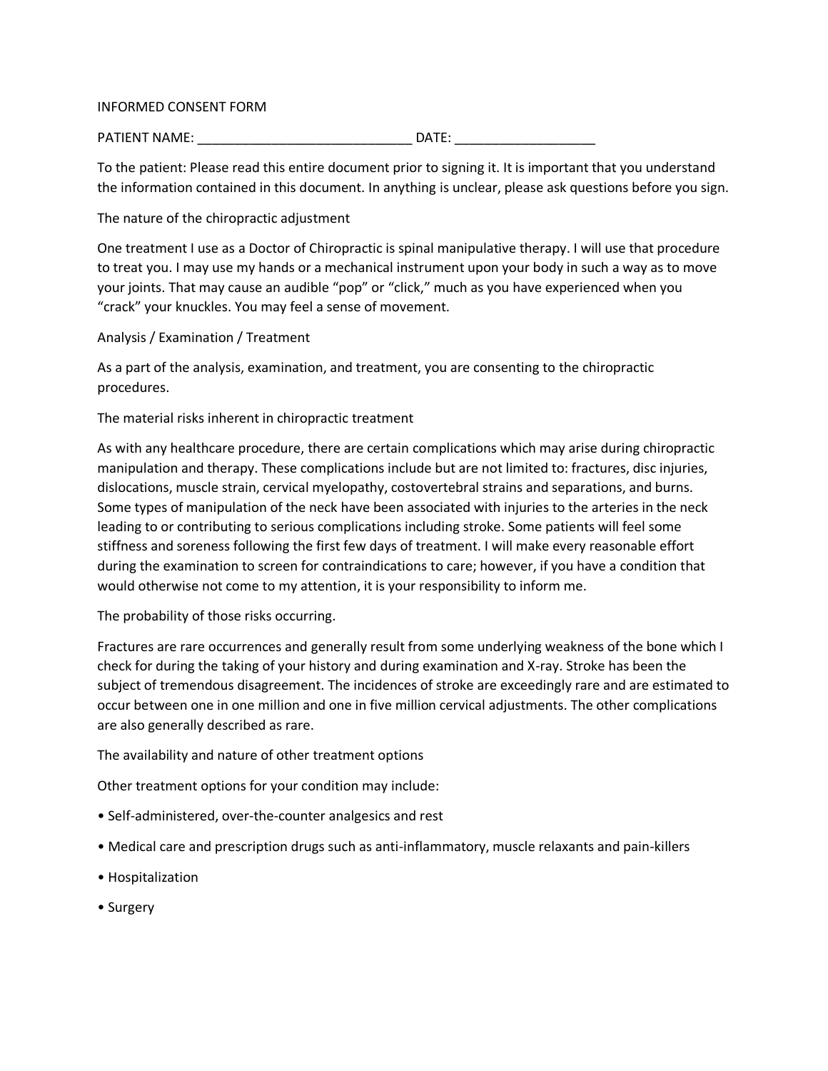INFORMED CONSENT FORM

PATIENT NAME: _____________________________ DATE: ___________________

To the patient: Please read this entire document prior to signing it. It is important that you understand the information contained in this document. In anything is unclear, please ask questions before you sign.

The nature of the chiropractic adjustment

One treatment I use as a Doctor of Chiropractic is spinal manipulative therapy. I will use that procedure to treat you. I may use my hands or a mechanical instrument upon your body in such a way as to move your joints. That may cause an audible "pop" or "click," much as you have experienced when you "crack" your knuckles. You may feel a sense of movement.

Analysis / Examination / Treatment

As a part of the analysis, examination, and treatment, you are consenting to the chiropractic procedures.

The material risks inherent in chiropractic treatment

As with any healthcare procedure, there are certain complications which may arise during chiropractic manipulation and therapy. These complications include but are not limited to: fractures, disc injuries, dislocations, muscle strain, cervical myelopathy, costovertebral strains and separations, and burns. Some types of manipulation of the neck have been associated with injuries to the arteries in the neck leading to or contributing to serious complications including stroke. Some patients will feel some stiffness and soreness following the first few days of treatment. I will make every reasonable effort during the examination to screen for contraindications to care; however, if you have a condition that would otherwise not come to my attention, it is your responsibility to inform me.

The probability of those risks occurring.

Fractures are rare occurrences and generally result from some underlying weakness of the bone which I check for during the taking of your history and during examination and X-ray. Stroke has been the subject of tremendous disagreement. The incidences of stroke are exceedingly rare and are estimated to occur between one in one million and one in five million cervical adjustments. The other complications are also generally described as rare.

The availability and nature of other treatment options

Other treatment options for your condition may include:

- Self-administered, over-the-counter analgesics and rest
- Medical care and prescription drugs such as anti-inflammatory, muscle relaxants and pain-killers
- Hospitalization
- Surgery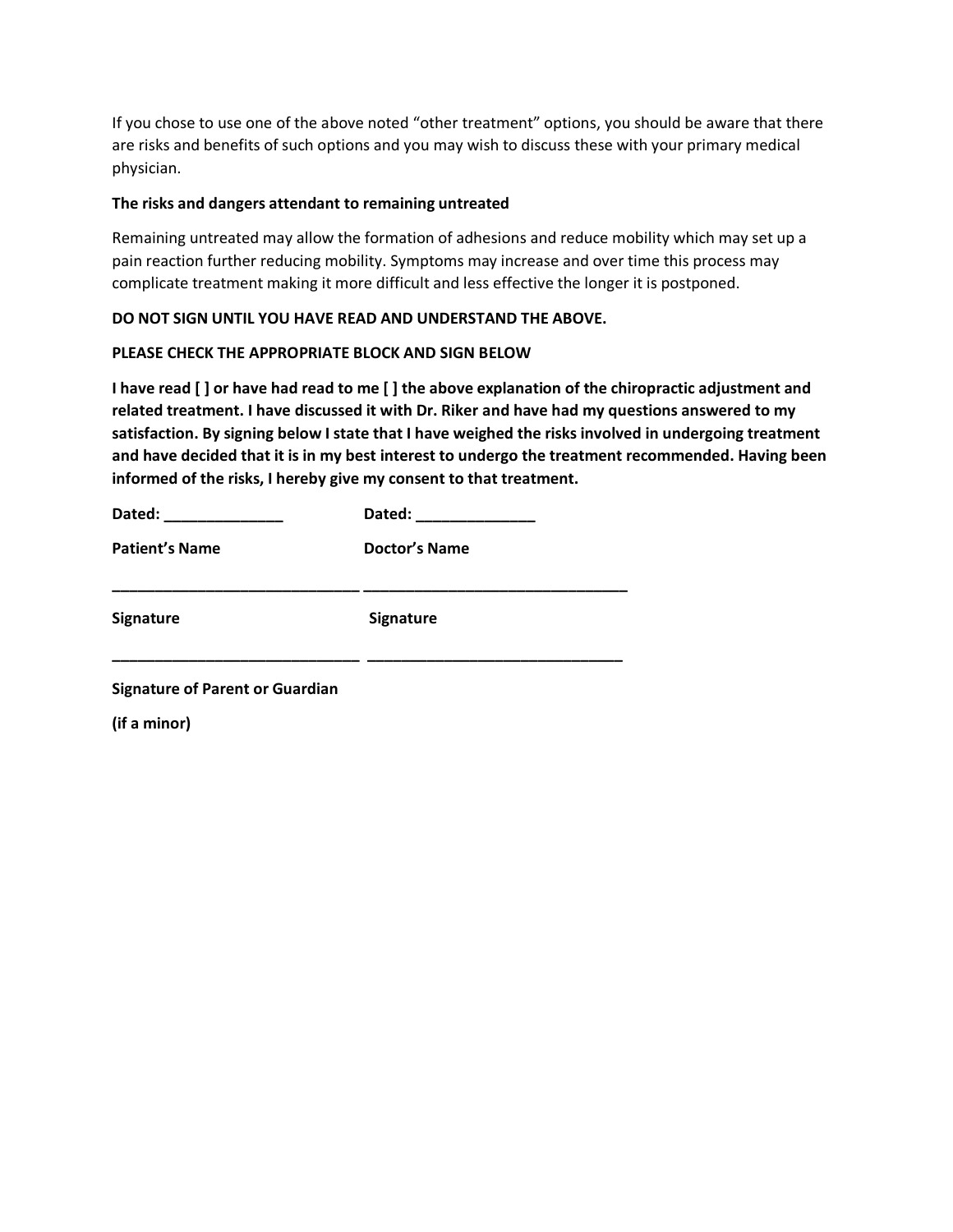If you chose to use one of the above noted “other treatment” options, you should be aware that there are risks and benefits of such options and you may wish to discuss these with your primary medical physician.

**The risks and dangers attendant to remaining untreated**

Remaining untreated may allow the formation of adhesions and reduce mobility which may set up a pain reaction further reducing mobility. Symptoms may increase and over time this process may complicate treatment making it more difficult and less effective the longer it is postponed.

**DO NOT SIGN UNTIL YOU HAVE READ AND UNDERSTAND THE ABOVE.**

**PLEASE CHECK THE APPROPRIATE BLOCK AND SIGN BELOW**

**I have read [ ] or have had read to me [ ] the above explanation of the chiropractic adjustment and related treatment. I have discussed it with Dr. Riker and have had my questions answered to my satisfaction. By signing below I state that I have weighed the risks involved in undergoing treatment and have decided that it is in my best interest to undergo the treatment recommended. Having been informed of the risks, I hereby give my consent to that treatment.**

**Dated:** ______________ **Dated:** ______________

**Patient’s Name** **Doctor’s Name**

_____________________________ _______________________________

**Signature** **Signature**

_____________________________ ______________________________

**Signature of Parent or Guardian**

**(if a minor)**